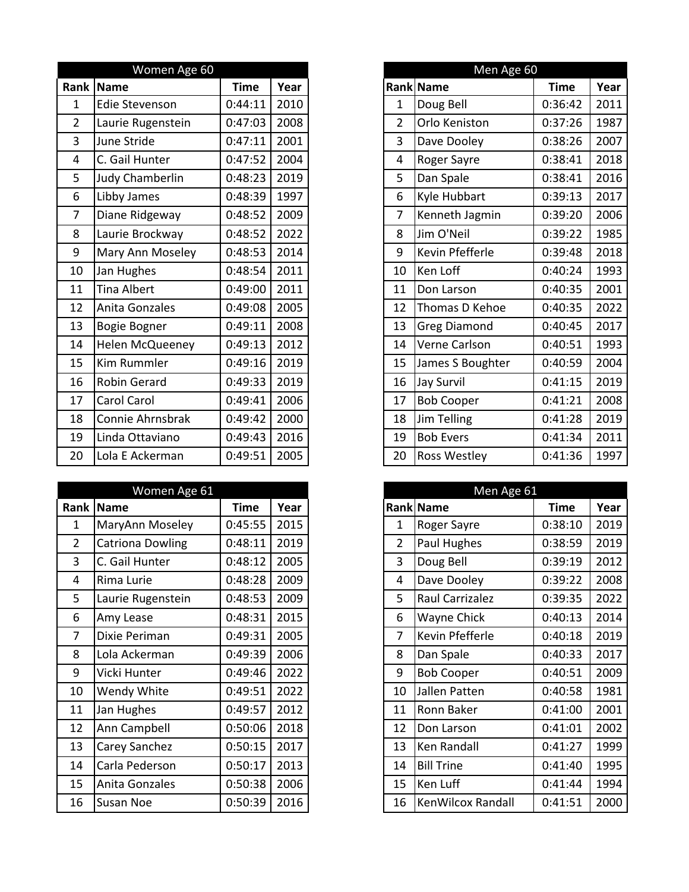| Women Age 60 | | | |
|---|---|---|---|
| Rank | Name | Time | Year |
| 1 | Edie Stevenson | 0:44:11 | 2010 |
| 2 | Laurie Rugenstein | 0:47:03 | 2008 |
| 3 | June Stride | 0:47:11 | 2001 |
| 4 | C. Gail Hunter | 0:47:52 | 2004 |
| 5 | Judy Chamberlin | 0:48:23 | 2019 |
| 6 | Libby James | 0:48:39 | 1997 |
| 7 | Diane Ridgeway | 0:48:52 | 2009 |
| 8 | Laurie Brockway | 0:48:52 | 2022 |
| 9 | Mary Ann Moseley | 0:48:53 | 2014 |
| 10 | Jan Hughes | 0:48:54 | 2011 |
| 11 | Tina Albert | 0:49:00 | 2011 |
| 12 | Anita Gonzales | 0:49:08 | 2005 |
| 13 | Bogie Bogner | 0:49:11 | 2008 |
| 14 | Helen McQueeney | 0:49:13 | 2012 |
| 15 | Kim Rummler | 0:49:16 | 2019 |
| 16 | Robin Gerard | 0:49:33 | 2019 |
| 17 | Carol Carol | 0:49:41 | 2006 |
| 18 | Connie Ahrnsbrak | 0:49:42 | 2000 |
| 19 | Linda Ottaviano | 0:49:43 | 2016 |
| 20 | Lola E Ackerman | 0:49:51 | 2005 |

| Men Age 60 | | | |
|---|---|---|---|
| Rank | Name | Time | Year |
| 1 | Doug Bell | 0:36:42 | 2011 |
| 2 | Orlo Keniston | 0:37:26 | 1987 |
| 3 | Dave Dooley | 0:38:26 | 2007 |
| 4 | Roger Sayre | 0:38:41 | 2018 |
| 5 | Dan Spale | 0:38:41 | 2016 |
| 6 | Kyle Hubbart | 0:39:13 | 2017 |
| 7 | Kenneth Jagmin | 0:39:20 | 2006 |
| 8 | Jim O'Neil | 0:39:22 | 1985 |
| 9 | Kevin Pfefferle | 0:39:48 | 2018 |
| 10 | Ken Loff | 0:40:24 | 1993 |
| 11 | Don Larson | 0:40:35 | 2001 |
| 12 | Thomas D Kehoe | 0:40:35 | 2022 |
| 13 | Greg Diamond | 0:40:45 | 2017 |
| 14 | Verne Carlson | 0:40:51 | 1993 |
| 15 | James S Boughter | 0:40:59 | 2004 |
| 16 | Jay Survil | 0:41:15 | 2019 |
| 17 | Bob Cooper | 0:41:21 | 2008 |
| 18 | Jim Telling | 0:41:28 | 2019 |
| 19 | Bob Evers | 0:41:34 | 2011 |
| 20 | Ross Westley | 0:41:36 | 1997 |

| Women Age 61 | | | |
|---|---|---|---|
| Rank | Name | Time | Year |
| 1 | MaryAnn Moseley | 0:45:55 | 2015 |
| 2 | Catriona Dowling | 0:48:11 | 2019 |
| 3 | C. Gail Hunter | 0:48:12 | 2005 |
| 4 | Rima Lurie | 0:48:28 | 2009 |
| 5 | Laurie Rugenstein | 0:48:53 | 2009 |
| 6 | Amy Lease | 0:48:31 | 2015 |
| 7 | Dixie Periman | 0:49:31 | 2005 |
| 8 | Lola Ackerman | 0:49:39 | 2006 |
| 9 | Vicki Hunter | 0:49:46 | 2022 |
| 10 | Wendy White | 0:49:51 | 2022 |
| 11 | Jan Hughes | 0:49:57 | 2012 |
| 12 | Ann Campbell | 0:50:06 | 2018 |
| 13 | Carey Sanchez | 0:50:15 | 2017 |
| 14 | Carla Pederson | 0:50:17 | 2013 |
| 15 | Anita Gonzales | 0:50:38 | 2006 |
| 16 | Susan Noe | 0:50:39 | 2016 |

| Men Age 61 | | | |
|---|---|---|---|
| Rank | Name | Time | Year |
| 1 | Roger Sayre | 0:38:10 | 2019 |
| 2 | Paul Hughes | 0:38:59 | 2019 |
| 3 | Doug Bell | 0:39:19 | 2012 |
| 4 | Dave Dooley | 0:39:22 | 2008 |
| 5 | Raul Carrizalez | 0:39:35 | 2022 |
| 6 | Wayne Chick | 0:40:13 | 2014 |
| 7 | Kevin Pfefferle | 0:40:18 | 2019 |
| 8 | Dan Spale | 0:40:33 | 2017 |
| 9 | Bob Cooper | 0:40:51 | 2009 |
| 10 | Jallen Patten | 0:40:58 | 1981 |
| 11 | Ronn Baker | 0:41:00 | 2001 |
| 12 | Don Larson | 0:41:01 | 2002 |
| 13 | Ken Randall | 0:41:27 | 1999 |
| 14 | Bill Trine | 0:41:40 | 1995 |
| 15 | Ken Luff | 0:41:44 | 1994 |
| 16 | KenWilcox Randall | 0:41:51 | 2000 |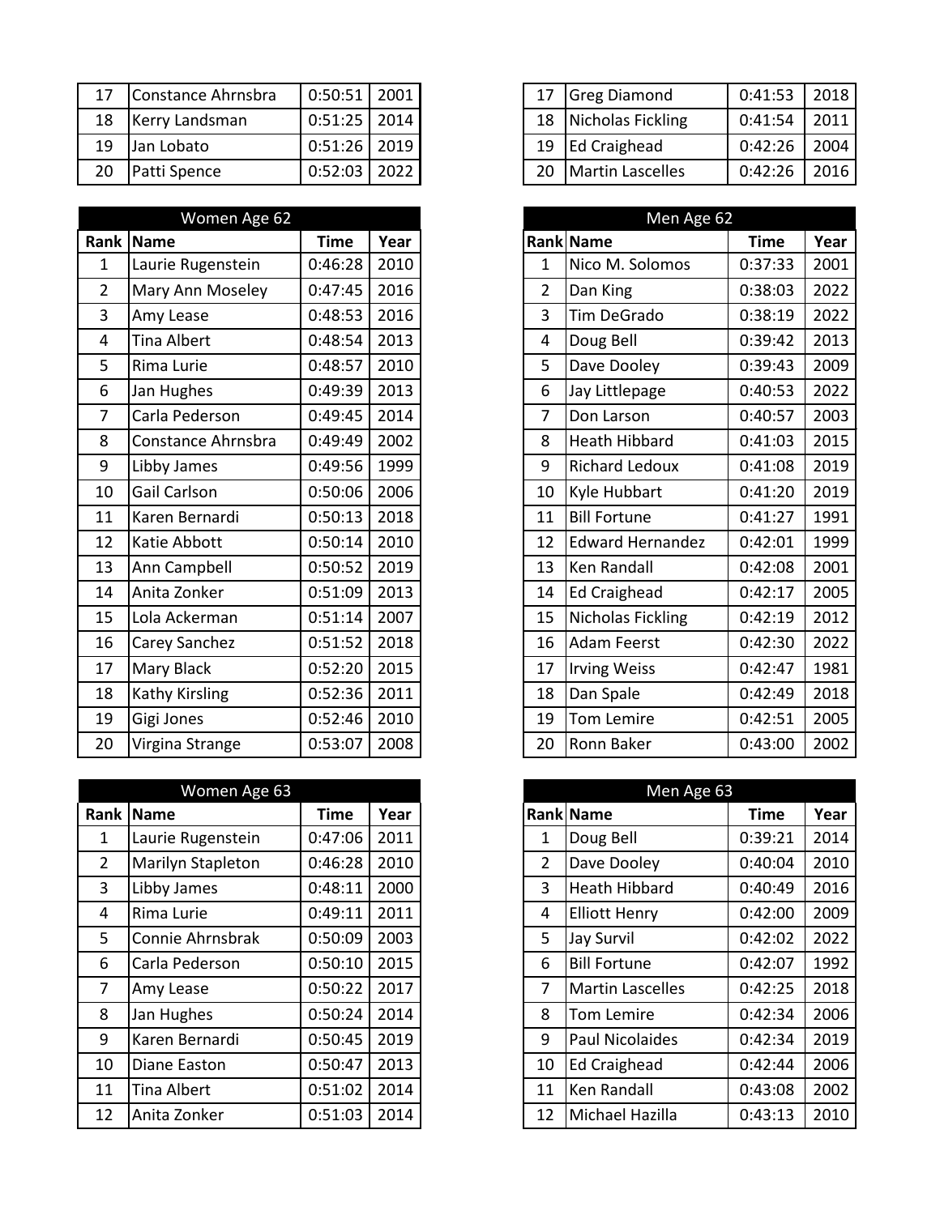| Rank | Name | Time | Year |
|---|---|---|---|
| 17 | Constance Ahrnsbra | 0:50:51 | 2001 |
| 18 | Kerry Landsman | 0:51:25 | 2014 |
| 19 | Jan Lobato | 0:51:26 | 2019 |
| 20 | Patti Spence | 0:52:03 | 2022 |

| Rank | Name | Time | Year |
|---|---|---|---|
| 17 | Greg Diamond | 0:41:53 | 2018 |
| 18 | Nicholas Fickling | 0:41:54 | 2011 |
| 19 | Ed Craighead | 0:42:26 | 2004 |
| 20 | Martin Lascelles | 0:42:26 | 2016 |

## Women Age 62

| Rank | Name | Time | Year |
|---|---|---|---|
| 1 | Laurie Rugenstein | 0:46:28 | 2010 |
| 2 | Mary Ann Moseley | 0:47:45 | 2016 |
| 3 | Amy Lease | 0:48:53 | 2016 |
| 4 | Tina Albert | 0:48:54 | 2013 |
| 5 | Rima Lurie | 0:48:57 | 2010 |
| 6 | Jan Hughes | 0:49:39 | 2013 |
| 7 | Carla Pederson | 0:49:45 | 2014 |
| 8 | Constance Ahrnsbra | 0:49:49 | 2002 |
| 9 | Libby James | 0:49:56 | 1999 |
| 10 | Gail Carlson | 0:50:06 | 2006 |
| 11 | Karen Bernardi | 0:50:13 | 2018 |
| 12 | Katie Abbott | 0:50:14 | 2010 |
| 13 | Ann Campbell | 0:50:52 | 2019 |
| 14 | Anita Zonker | 0:51:09 | 2013 |
| 15 | Lola Ackerman | 0:51:14 | 2007 |
| 16 | Carey Sanchez | 0:51:52 | 2018 |
| 17 | Mary Black | 0:52:20 | 2015 |
| 18 | Kathy Kirsling | 0:52:36 | 2011 |
| 19 | Gigi Jones | 0:52:46 | 2010 |
| 20 | Virgina Strange | 0:53:07 | 2008 |

## Men Age 62

| Rank | Name | Time | Year |
|---|---|---|---|
| 1 | Nico M. Solomos | 0:37:33 | 2001 |
| 2 | Dan King | 0:38:03 | 2022 |
| 3 | Tim DeGrado | 0:38:19 | 2022 |
| 4 | Doug Bell | 0:39:42 | 2013 |
| 5 | Dave Dooley | 0:39:43 | 2009 |
| 6 | Jay Littlepage | 0:40:53 | 2022 |
| 7 | Don Larson | 0:40:57 | 2003 |
| 8 | Heath Hibbard | 0:41:03 | 2015 |
| 9 | Richard Ledoux | 0:41:08 | 2019 |
| 10 | Kyle Hubbart | 0:41:20 | 2019 |
| 11 | Bill Fortune | 0:41:27 | 1991 |
| 12 | Edward Hernandez | 0:42:01 | 1999 |
| 13 | Ken Randall | 0:42:08 | 2001 |
| 14 | Ed Craighead | 0:42:17 | 2005 |
| 15 | Nicholas Fickling | 0:42:19 | 2012 |
| 16 | Adam Feerst | 0:42:30 | 2022 |
| 17 | Irving Weiss | 0:42:47 | 1981 |
| 18 | Dan Spale | 0:42:49 | 2018 |
| 19 | Tom Lemire | 0:42:51 | 2005 |
| 20 | Ronn Baker | 0:43:00 | 2002 |

## Women Age 63

| Rank | Name | Time | Year |
|---|---|---|---|
| 1 | Laurie Rugenstein | 0:47:06 | 2011 |
| 2 | Marilyn Stapleton | 0:46:28 | 2010 |
| 3 | Libby James | 0:48:11 | 2000 |
| 4 | Rima Lurie | 0:49:11 | 2011 |
| 5 | Connie Ahrnsbrak | 0:50:09 | 2003 |
| 6 | Carla Pederson | 0:50:10 | 2015 |
| 7 | Amy Lease | 0:50:22 | 2017 |
| 8 | Jan Hughes | 0:50:24 | 2014 |
| 9 | Karen Bernardi | 0:50:45 | 2019 |
| 10 | Diane Easton | 0:50:47 | 2013 |
| 11 | Tina Albert | 0:51:02 | 2014 |
| 12 | Anita Zonker | 0:51:03 | 2014 |

## Men Age 63

| Rank | Name | Time | Year |
|---|---|---|---|
| 1 | Doug Bell | 0:39:21 | 2014 |
| 2 | Dave Dooley | 0:40:04 | 2010 |
| 3 | Heath Hibbard | 0:40:49 | 2016 |
| 4 | Elliott Henry | 0:42:00 | 2009 |
| 5 | Jay Survil | 0:42:02 | 2022 |
| 6 | Bill Fortune | 0:42:07 | 1992 |
| 7 | Martin Lascelles | 0:42:25 | 2018 |
| 8 | Tom Lemire | 0:42:34 | 2006 |
| 9 | Paul Nicolaides | 0:42:34 | 2019 |
| 10 | Ed Craighead | 0:42:44 | 2006 |
| 11 | Ken Randall | 0:43:08 | 2002 |
| 12 | Michael Hazilla | 0:43:13 | 2010 |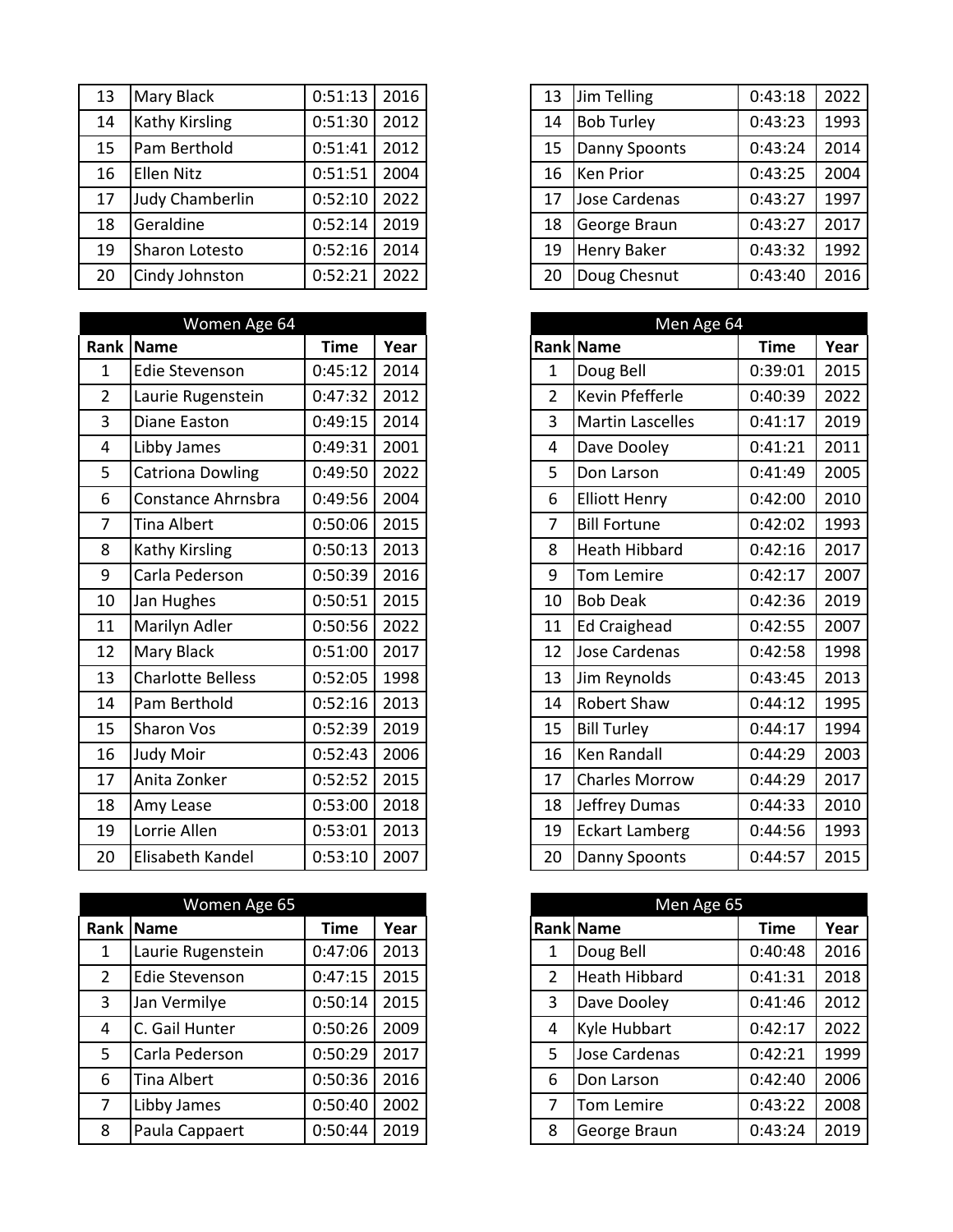| Rank | Name | Time | Year |
|---|---|---|---|
| 13 | Mary Black | 0:51:13 | 2016 |
| 14 | Kathy Kirsling | 0:51:30 | 2012 |
| 15 | Pam Berthold | 0:51:41 | 2012 |
| 16 | Ellen Nitz | 0:51:51 | 2004 |
| 17 | Judy Chamberlin | 0:52:10 | 2022 |
| 18 | Geraldine | 0:52:14 | 2019 |
| 19 | Sharon Lotesto | 0:52:16 | 2014 |
| 20 | Cindy Johnston | 0:52:21 | 2022 |

| Rank | Name | Time | Year |
|---|---|---|---|
| 13 | Jim Telling | 0:43:18 | 2022 |
| 14 | Bob Turley | 0:43:23 | 1993 |
| 15 | Danny Spoonts | 0:43:24 | 2014 |
| 16 | Ken Prior | 0:43:25 | 2004 |
| 17 | Jose Cardenas | 0:43:27 | 1997 |
| 18 | George Braun | 0:43:27 | 2017 |
| 19 | Henry Baker | 0:43:32 | 1992 |
| 20 | Doug Chesnut | 0:43:40 | 2016 |

## Women Age 64

| Rank | Name | Time | Year |
|---|---|---|---|
| 1 | Edie Stevenson | 0:45:12 | 2014 |
| 2 | Laurie Rugenstein | 0:47:32 | 2012 |
| 3 | Diane Easton | 0:49:15 | 2014 |
| 4 | Libby James | 0:49:31 | 2001 |
| 5 | Catriona Dowling | 0:49:50 | 2022 |
| 6 | Constance Ahrnsbra | 0:49:56 | 2004 |
| 7 | Tina Albert | 0:50:06 | 2015 |
| 8 | Kathy Kirsling | 0:50:13 | 2013 |
| 9 | Carla Pederson | 0:50:39 | 2016 |
| 10 | Jan Hughes | 0:50:51 | 2015 |
| 11 | Marilyn Adler | 0:50:56 | 2022 |
| 12 | Mary Black | 0:51:00 | 2017 |
| 13 | Charlotte Belless | 0:52:05 | 1998 |
| 14 | Pam Berthold | 0:52:16 | 2013 |
| 15 | Sharon Vos | 0:52:39 | 2019 |
| 16 | Judy Moir | 0:52:43 | 2006 |
| 17 | Anita Zonker | 0:52:52 | 2015 |
| 18 | Amy Lease | 0:53:00 | 2018 |
| 19 | Lorrie Allen | 0:53:01 | 2013 |
| 20 | Elisabeth Kandel | 0:53:10 | 2007 |

## Men Age 64

| Rank | Name | Time | Year |
|---|---|---|---|
| 1 | Doug Bell | 0:39:01 | 2015 |
| 2 | Kevin Pfefferle | 0:40:39 | 2022 |
| 3 | Martin Lascelles | 0:41:17 | 2019 |
| 4 | Dave Dooley | 0:41:21 | 2011 |
| 5 | Don Larson | 0:41:49 | 2005 |
| 6 | Elliott Henry | 0:42:00 | 2010 |
| 7 | Bill Fortune | 0:42:02 | 1993 |
| 8 | Heath Hibbard | 0:42:16 | 2017 |
| 9 | Tom Lemire | 0:42:17 | 2007 |
| 10 | Bob Deak | 0:42:36 | 2019 |
| 11 | Ed Craighead | 0:42:55 | 2007 |
| 12 | Jose Cardenas | 0:42:58 | 1998 |
| 13 | Jim Reynolds | 0:43:45 | 2013 |
| 14 | Robert Shaw | 0:44:12 | 1995 |
| 15 | Bill Turley | 0:44:17 | 1994 |
| 16 | Ken Randall | 0:44:29 | 2003 |
| 17 | Charles Morrow | 0:44:29 | 2017 |
| 18 | Jeffrey Dumas | 0:44:33 | 2010 |
| 19 | Eckart Lamberg | 0:44:56 | 1993 |
| 20 | Danny Spoonts | 0:44:57 | 2015 |

## Women Age 65

| Rank | Name | Time | Year |
|---|---|---|---|
| 1 | Laurie Rugenstein | 0:47:06 | 2013 |
| 2 | Edie Stevenson | 0:47:15 | 2015 |
| 3 | Jan Vermilye | 0:50:14 | 2015 |
| 4 | C. Gail Hunter | 0:50:26 | 2009 |
| 5 | Carla Pederson | 0:50:29 | 2017 |
| 6 | Tina Albert | 0:50:36 | 2016 |
| 7 | Libby James | 0:50:40 | 2002 |
| 8 | Paula Cappaert | 0:50:44 | 2019 |

## Men Age 65

| Rank | Name | Time | Year |
|---|---|---|---|
| 1 | Doug Bell | 0:40:48 | 2016 |
| 2 | Heath Hibbard | 0:41:31 | 2018 |
| 3 | Dave Dooley | 0:41:46 | 2012 |
| 4 | Kyle Hubbart | 0:42:17 | 2022 |
| 5 | Jose Cardenas | 0:42:21 | 1999 |
| 6 | Don Larson | 0:42:40 | 2006 |
| 7 | Tom Lemire | 0:43:22 | 2008 |
| 8 | George Braun | 0:43:24 | 2019 |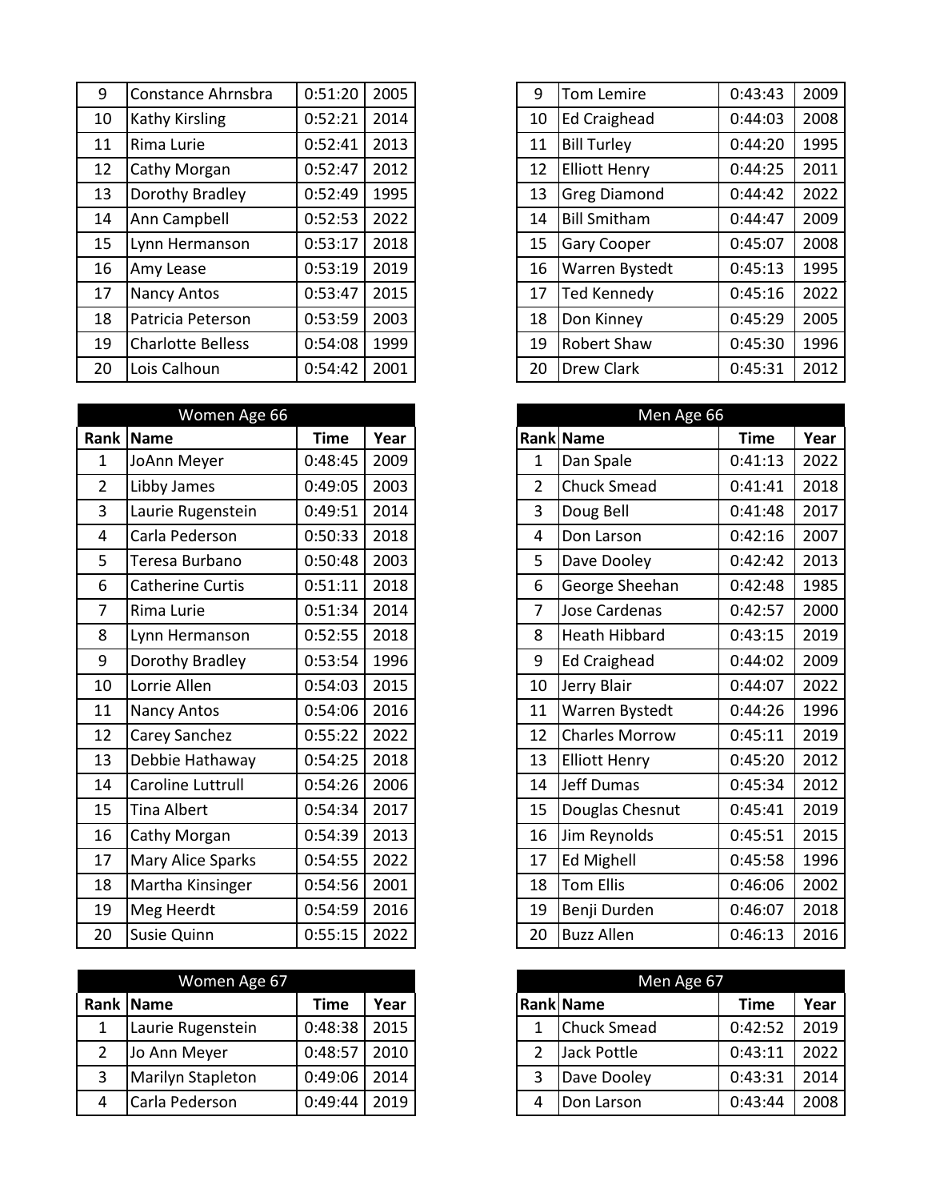| Rank | Name | Time | Year |
|---|---|---|---|
| 9 | Constance Ahrnsbra | 0:51:20 | 2005 |
| 10 | Kathy Kirsling | 0:52:21 | 2014 |
| 11 | Rima Lurie | 0:52:41 | 2013 |
| 12 | Cathy Morgan | 0:52:47 | 2012 |
| 13 | Dorothy Bradley | 0:52:49 | 1995 |
| 14 | Ann Campbell | 0:52:53 | 2022 |
| 15 | Lynn Hermanson | 0:53:17 | 2018 |
| 16 | Amy Lease | 0:53:19 | 2019 |
| 17 | Nancy Antos | 0:53:47 | 2015 |
| 18 | Patricia Peterson | 0:53:59 | 2003 |
| 19 | Charlotte Belless | 0:54:08 | 1999 |
| 20 | Lois Calhoun | 0:54:42 | 2001 |

| Rank | Name | Time | Year |
|---|---|---|---|
| 9 | Tom Lemire | 0:43:43 | 2009 |
| 10 | Ed Craighead | 0:44:03 | 2008 |
| 11 | Bill Turley | 0:44:20 | 1995 |
| 12 | Elliott Henry | 0:44:25 | 2011 |
| 13 | Greg Diamond | 0:44:42 | 2022 |
| 14 | Bill Smitham | 0:44:47 | 2009 |
| 15 | Gary Cooper | 0:45:07 | 2008 |
| 16 | Warren Bystedt | 0:45:13 | 1995 |
| 17 | Ted Kennedy | 0:45:16 | 2022 |
| 18 | Don Kinney | 0:45:29 | 2005 |
| 19 | Robert Shaw | 0:45:30 | 1996 |
| 20 | Drew Clark | 0:45:31 | 2012 |

## Women Age 66

| Rank | Name | Time | Year |
|---|---|---|---|
| 1 | JoAnn Meyer | 0:48:45 | 2009 |
| 2 | Libby James | 0:49:05 | 2003 |
| 3 | Laurie Rugenstein | 0:49:51 | 2014 |
| 4 | Carla Pederson | 0:50:33 | 2018 |
| 5 | Teresa Burbano | 0:50:48 | 2003 |
| 6 | Catherine Curtis | 0:51:11 | 2018 |
| 7 | Rima Lurie | 0:51:34 | 2014 |
| 8 | Lynn Hermanson | 0:52:55 | 2018 |
| 9 | Dorothy Bradley | 0:53:54 | 1996 |
| 10 | Lorrie Allen | 0:54:03 | 2015 |
| 11 | Nancy Antos | 0:54:06 | 2016 |
| 12 | Carey Sanchez | 0:55:22 | 2022 |
| 13 | Debbie Hathaway | 0:54:25 | 2018 |
| 14 | Caroline Luttrull | 0:54:26 | 2006 |
| 15 | Tina Albert | 0:54:34 | 2017 |
| 16 | Cathy Morgan | 0:54:39 | 2013 |
| 17 | Mary Alice Sparks | 0:54:55 | 2022 |
| 18 | Martha Kinsinger | 0:54:56 | 2001 |
| 19 | Meg Heerdt | 0:54:59 | 2016 |
| 20 | Susie Quinn | 0:55:15 | 2022 |

## Men Age 66

| Rank | Name | Time | Year |
|---|---|---|---|
| 1 | Dan Spale | 0:41:13 | 2022 |
| 2 | Chuck Smead | 0:41:41 | 2018 |
| 3 | Doug Bell | 0:41:48 | 2017 |
| 4 | Don Larson | 0:42:16 | 2007 |
| 5 | Dave Dooley | 0:42:42 | 2013 |
| 6 | George Sheehan | 0:42:48 | 1985 |
| 7 | Jose Cardenas | 0:42:57 | 2000 |
| 8 | Heath Hibbard | 0:43:15 | 2019 |
| 9 | Ed Craighead | 0:44:02 | 2009 |
| 10 | Jerry Blair | 0:44:07 | 2022 |
| 11 | Warren Bystedt | 0:44:26 | 1996 |
| 12 | Charles Morrow | 0:45:11 | 2019 |
| 13 | Elliott Henry | 0:45:20 | 2012 |
| 14 | Jeff Dumas | 0:45:34 | 2012 |
| 15 | Douglas Chesnut | 0:45:41 | 2019 |
| 16 | Jim Reynolds | 0:45:51 | 2015 |
| 17 | Ed Mighell | 0:45:58 | 1996 |
| 18 | Tom Ellis | 0:46:06 | 2002 |
| 19 | Benji Durden | 0:46:07 | 2018 |
| 20 | Buzz Allen | 0:46:13 | 2016 |

## Women Age 67

| Rank | Name | Time | Year |
|---|---|---|---|
| 1 | Laurie Rugenstein | 0:48:38 | 2015 |
| 2 | Jo Ann Meyer | 0:48:57 | 2010 |
| 3 | Marilyn Stapleton | 0:49:06 | 2014 |
| 4 | Carla Pederson | 0:49:44 | 2019 |

## Men Age 67

| Rank | Name | Time | Year |
|---|---|---|---|
| 1 | Chuck Smead | 0:42:52 | 2019 |
| 2 | Jack Pottle | 0:43:11 | 2022 |
| 3 | Dave Dooley | 0:43:31 | 2014 |
| 4 | Don Larson | 0:43:44 | 2008 |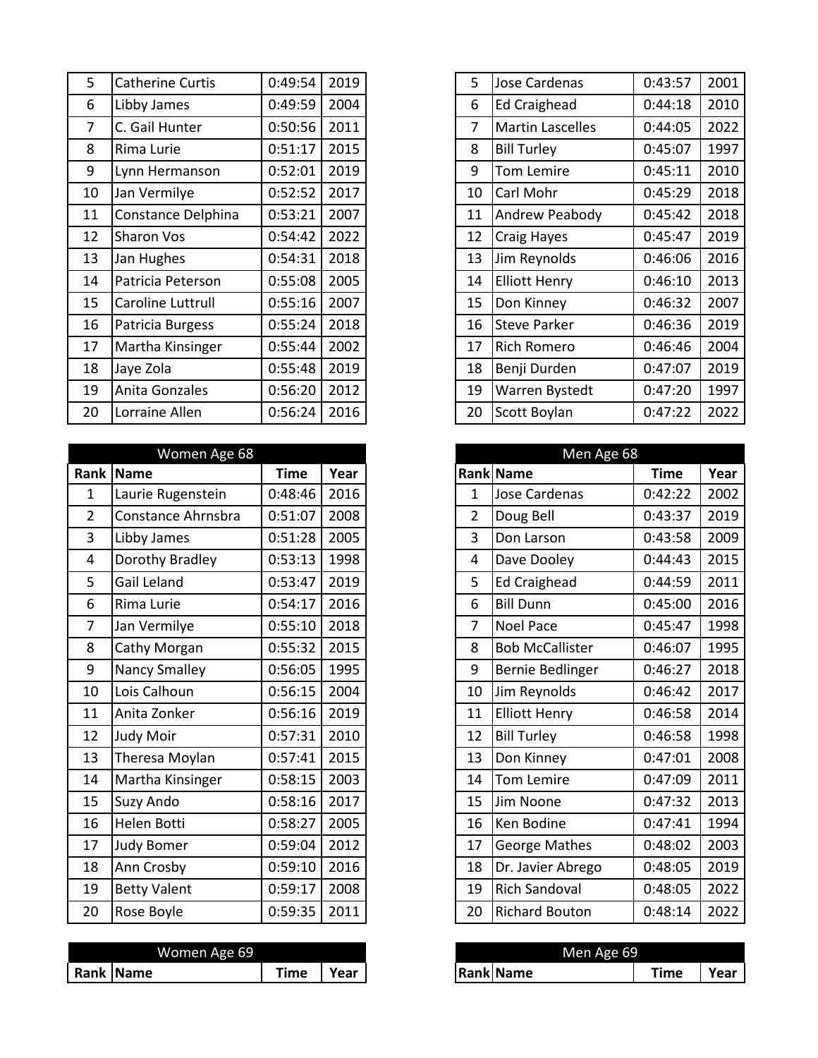| Rank | Name | Time | Year |
|---|---|---|---|
| 5 | Catherine Curtis | 0:49:54 | 2019 |
| 6 | Libby James | 0:49:59 | 2004 |
| 7 | C. Gail Hunter | 0:50:56 | 2011 |
| 8 | Rima Lurie | 0:51:17 | 2015 |
| 9 | Lynn Hermanson | 0:52:01 | 2019 |
| 10 | Jan Vermilye | 0:52:52 | 2017 |
| 11 | Constance Delphina | 0:53:21 | 2007 |
| 12 | Sharon Vos | 0:54:42 | 2022 |
| 13 | Jan Hughes | 0:54:31 | 2018 |
| 14 | Patricia Peterson | 0:55:08 | 2005 |
| 15 | Caroline Luttrull | 0:55:16 | 2007 |
| 16 | Patricia Burgess | 0:55:24 | 2018 |
| 17 | Martha Kinsinger | 0:55:44 | 2002 |
| 18 | Jaye Zola | 0:55:48 | 2019 |
| 19 | Anita Gonzales | 0:56:20 | 2012 |
| 20 | Lorraine Allen | 0:56:24 | 2016 |

| Rank | Name | Time | Year |
|---|---|---|---|
| 5 | Jose Cardenas | 0:43:57 | 2001 |
| 6 | Ed Craighead | 0:44:18 | 2010 |
| 7 | Martin Lascelles | 0:44:05 | 2022 |
| 8 | Bill Turley | 0:45:07 | 1997 |
| 9 | Tom Lemire | 0:45:11 | 2010 |
| 10 | Carl Mohr | 0:45:29 | 2018 |
| 11 | Andrew Peabody | 0:45:42 | 2018 |
| 12 | Craig Hayes | 0:45:47 | 2019 |
| 13 | Jim Reynolds | 0:46:06 | 2016 |
| 14 | Elliott Henry | 0:46:10 | 2013 |
| 15 | Don Kinney | 0:46:32 | 2007 |
| 16 | Steve Parker | 0:46:36 | 2019 |
| 17 | Rich Romero | 0:46:46 | 2004 |
| 18 | Benji Durden | 0:47:07 | 2019 |
| 19 | Warren Bystedt | 0:47:20 | 1997 |
| 20 | Scott Boylan | 0:47:22 | 2022 |

## Women Age 68

| Rank | Name | Time | Year |
|---|---|---|---|
| 1 | Laurie Rugenstein | 0:48:46 | 2016 |
| 2 | Constance Ahrnsbra | 0:51:07 | 2008 |
| 3 | Libby James | 0:51:28 | 2005 |
| 4 | Dorothy Bradley | 0:53:13 | 1998 |
| 5 | Gail Leland | 0:53:47 | 2019 |
| 6 | Rima Lurie | 0:54:17 | 2016 |
| 7 | Jan Vermilye | 0:55:10 | 2018 |
| 8 | Cathy Morgan | 0:55:32 | 2015 |
| 9 | Nancy Smalley | 0:56:05 | 1995 |
| 10 | Lois Calhoun | 0:56:15 | 2004 |
| 11 | Anita Zonker | 0:56:16 | 2019 |
| 12 | Judy Moir | 0:57:31 | 2010 |
| 13 | Theresa Moylan | 0:57:41 | 2015 |
| 14 | Martha Kinsinger | 0:58:15 | 2003 |
| 15 | Suzy Ando | 0:58:16 | 2017 |
| 16 | Helen Botti | 0:58:27 | 2005 |
| 17 | Judy Bomer | 0:59:04 | 2012 |
| 18 | Ann Crosby | 0:59:10 | 2016 |
| 19 | Betty Valent | 0:59:17 | 2008 |
| 20 | Rose Boyle | 0:59:35 | 2011 |

## Men Age 68

| Rank | Name | Time | Year |
|---|---|---|---|
| 1 | Jose Cardenas | 0:42:22 | 2002 |
| 2 | Doug Bell | 0:43:37 | 2019 |
| 3 | Don Larson | 0:43:58 | 2009 |
| 4 | Dave Dooley | 0:44:43 | 2015 |
| 5 | Ed Craighead | 0:44:59 | 2011 |
| 6 | Bill Dunn | 0:45:00 | 2016 |
| 7 | Noel Pace | 0:45:47 | 1998 |
| 8 | Bob McCallister | 0:46:07 | 1995 |
| 9 | Bernie Bedlinger | 0:46:27 | 2018 |
| 10 | Jim Reynolds | 0:46:42 | 2017 |
| 11 | Elliott Henry | 0:46:58 | 2014 |
| 12 | Bill Turley | 0:46:58 | 1998 |
| 13 | Don Kinney | 0:47:01 | 2008 |
| 14 | Tom Lemire | 0:47:09 | 2011 |
| 15 | Jim Noone | 0:47:32 | 2013 |
| 16 | Ken Bodine | 0:47:41 | 1994 |
| 17 | George Mathes | 0:48:02 | 2003 |
| 18 | Dr. Javier Abrego | 0:48:05 | 2019 |
| 19 | Rich Sandoval | 0:48:05 | 2022 |
| 20 | Richard Bouton | 0:48:14 | 2022 |

## Women Age 69

| Rank | Name | Time | Year |
|---|---|---|---|

## Men Age 69

| Rank | Name | Time | Year |
|---|---|---|---|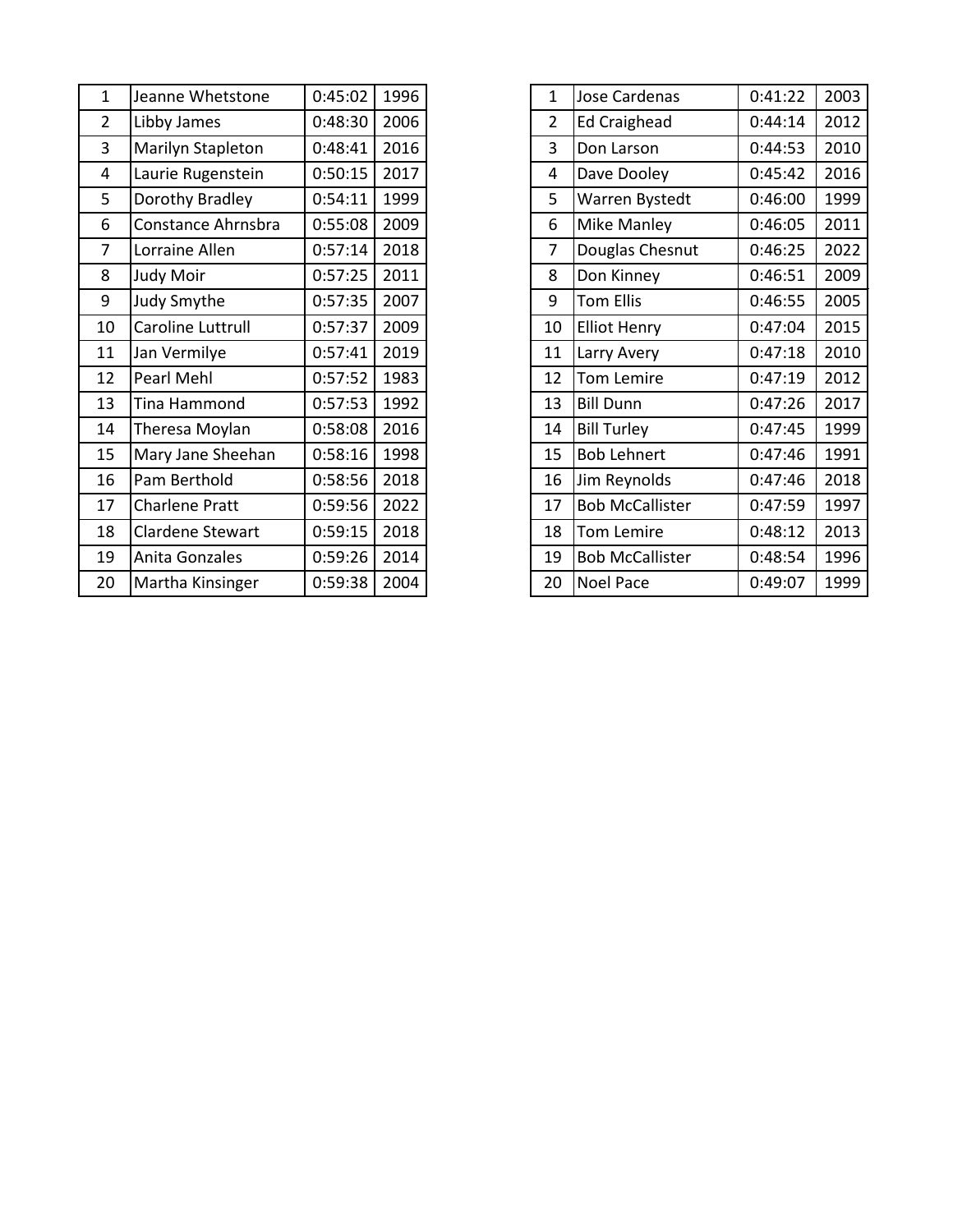| | | | |
|---|---|---|---|
| 1 | Jeanne Whetstone | 0:45:02 | 1996 |
| 2 | Libby James | 0:48:30 | 2006 |
| 3 | Marilyn Stapleton | 0:48:41 | 2016 |
| 4 | Laurie Rugenstein | 0:50:15 | 2017 |
| 5 | Dorothy Bradley | 0:54:11 | 1999 |
| 6 | Constance Ahrnsbra | 0:55:08 | 2009 |
| 7 | Lorraine Allen | 0:57:14 | 2018 |
| 8 | Judy Moir | 0:57:25 | 2011 |
| 9 | Judy Smythe | 0:57:35 | 2007 |
| 10 | Caroline Luttrull | 0:57:37 | 2009 |
| 11 | Jan Vermilye | 0:57:41 | 2019 |
| 12 | Pearl Mehl | 0:57:52 | 1983 |
| 13 | Tina Hammond | 0:57:53 | 1992 |
| 14 | Theresa Moylan | 0:58:08 | 2016 |
| 15 | Mary Jane Sheehan | 0:58:16 | 1998 |
| 16 | Pam Berthold | 0:58:56 | 2018 |
| 17 | Charlene Pratt | 0:59:56 | 2022 |
| 18 | Clardene Stewart | 0:59:15 | 2018 |
| 19 | Anita Gonzales | 0:59:26 | 2014 |
| 20 | Martha Kinsinger | 0:59:38 | 2004 |

| | | | |
|---|---|---|---|
| 1 | Jose Cardenas | 0:41:22 | 2003 |
| 2 | Ed Craighead | 0:44:14 | 2012 |
| 3 | Don Larson | 0:44:53 | 2010 |
| 4 | Dave Dooley | 0:45:42 | 2016 |
| 5 | Warren Bystedt | 0:46:00 | 1999 |
| 6 | Mike Manley | 0:46:05 | 2011 |
| 7 | Douglas Chesnut | 0:46:25 | 2022 |
| 8 | Don Kinney | 0:46:51 | 2009 |
| 9 | Tom Ellis | 0:46:55 | 2005 |
| 10 | Elliot Henry | 0:47:04 | 2015 |
| 11 | Larry Avery | 0:47:18 | 2010 |
| 12 | Tom Lemire | 0:47:19 | 2012 |
| 13 | Bill Dunn | 0:47:26 | 2017 |
| 14 | Bill Turley | 0:47:45 | 1999 |
| 15 | Bob Lehnert | 0:47:46 | 1991 |
| 16 | Jim Reynolds | 0:47:46 | 2018 |
| 17 | Bob McCallister | 0:47:59 | 1997 |
| 18 | Tom Lemire | 0:48:12 | 2013 |
| 19 | Bob McCallister | 0:48:54 | 1996 |
| 20 | Noel Pace | 0:49:07 | 1999 |